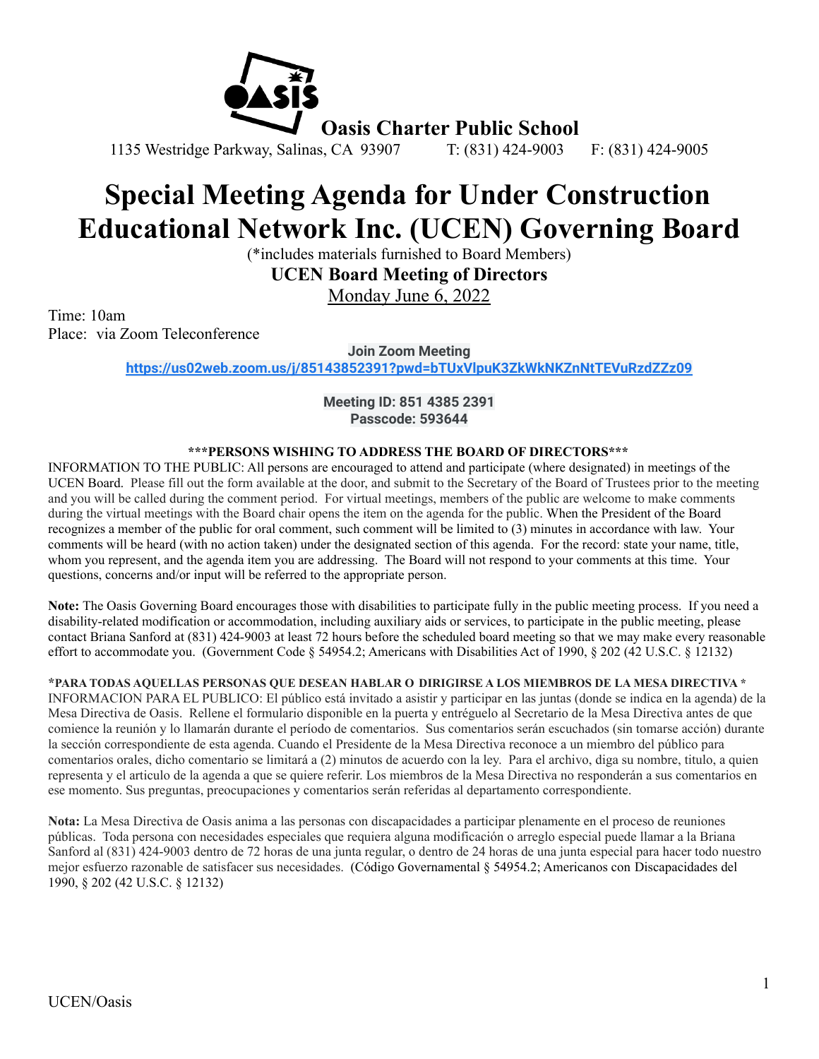**Oasis Charter Public School**

1135 Westridge Parkway, Salinas, CA 93907 T: (831) 424-9003 F: (831) 424-9005

# Special Meeting Agenda for Under Construction Educational Network Inc. (UCEN) Governing Board

(*includes materials furnished to Board Members)

**UCEN Board Meeting of Directors**

Monday June 6, 2022

Time: 10am
Place: via Zoom Teleconference

**Join Zoom Meeting**
**https://us02web.zoom.us/j/85143852391?pwd=bTUxVlpuK3ZkWkNKZnNtTEVuRzdZZz09**

**Meeting ID: 851 4385 2391**
**Passcode: 593644**

**\*\*\*PERSONS WISHING TO ADDRESS THE BOARD OF DIRECTORS\*\*\***

INFORMATION TO THE PUBLIC: All persons are encouraged to attend and participate (where designated) in meetings of the UCEN Board. Please fill out the form available at the door, and submit to the Secretary of the Board of Trustees prior to the meeting and you will be called during the comment period. For virtual meetings, members of the public are welcome to make comments during the virtual meetings with the Board chair opens the item on the agenda for the public. When the President of the Board recognizes a member of the public for oral comment, such comment will be limited to (3) minutes in accordance with law. Your comments will be heard (with no action taken) under the designated section of this agenda. For the record: state your name, title, whom you represent, and the agenda item you are addressing. The Board will not respond to your comments at this time. Your questions, concerns and/or input will be referred to the appropriate person.

**Note:** The Oasis Governing Board encourages those with disabilities to participate fully in the public meeting process. If you need a disability-related modification or accommodation, including auxiliary aids or services, to participate in the public meeting, please contact Briana Sanford at (831) 424-9003 at least 72 hours before the scheduled board meeting so that we may make every reasonable effort to accommodate you. (Government Code § 54954.2; Americans with Disabilities Act of 1990, § 202 (42 U.S.C. § 12132)

**\*PARA TODAS AQUELLAS PERSONAS QUE DESEAN HABLAR O DIRIGIRSE A LOS MIEMBROS DE LA MESA DIRECTIVA \***

INFORMACION PARA EL PUBLICO: El público está invitado a asistir y participar en las juntas (donde se indica en la agenda) de la Mesa Directiva de Oasis. Rellene el formulario disponible en la puerta y entréguelo al Secretario de la Mesa Directiva antes de que comience la reunión y lo llamarán durante el período de comentarios. Sus comentarios serán escuchados (sin tomarse acción) durante la sección correspondiente de esta agenda. Cuando el Presidente de la Mesa Directiva reconoce a un miembro del público para comentarios orales, dicho comentario se limitará a (2) minutos de acuerdo con la ley. Para el archivo, diga su nombre, titulo, a quien representa y el articulo de la agenda a que se quiere referir. Los miembros de la Mesa Directiva no responderán a sus comentarios en ese momento. Sus preguntas, preocupaciones y comentarios serán referidas al departamento correspondiente.

**Nota:** La Mesa Directiva de Oasis anima a las personas con discapacidades a participar plenamente en el proceso de reuniones públicas. Toda persona con necesidades especiales que requiera alguna modificación o arreglo especial puede llamar a la Briana Sanford al (831) 424-9003 dentro de 72 horas de una junta regular, o dentro de 24 horas de una junta especial para hacer todo nuestro mejor esfuerzo razonable de satisfacer sus necesidades. (Código Governamental § 54954.2; Americanos con Discapacidades del 1990, § 202 (42 U.S.C. § 12132)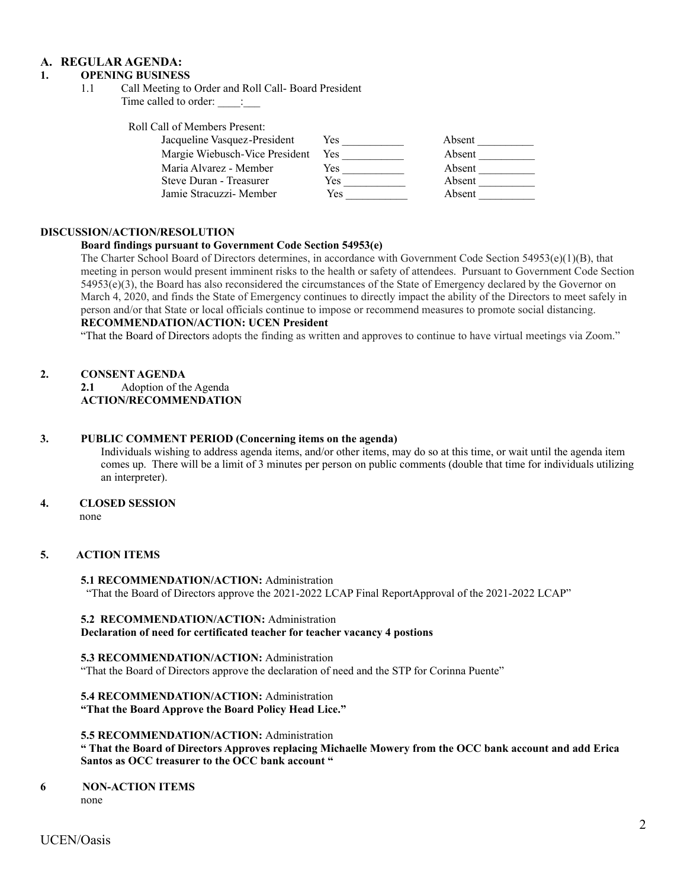## A. REGULAR AGENDA:

### 1. OPENING BUSINESS

1.1 Call Meeting to Order and Roll Call- Board President

Time called to order: ____:___

Roll Call of Members Present:

| | | |
|---|---|---|
| Jacqueline Vasquez-President | Yes ___________ | Absent __________ |
| Margie Wiebusch-Vice President | Yes ___________ | Absent __________ |
| Maria Alvarez - Member | Yes ___________ | Absent __________ |
| Steve Duran - Treasurer | Yes ___________ | Absent __________ |
| Jamie Stracuzzi- Member | Yes ___________ | Absent __________ |

**DISCUSSION/ACTION/RESOLUTION**

**Board findings pursuant to Government Code Section 54953(e)**

The Charter School Board of Directors determines, in accordance with Government Code Section 54953(e)(1)(B), that meeting in person would present imminent risks to the health or safety of attendees. Pursuant to Government Code Section 54953(e)(3), the Board has also reconsidered the circumstances of the State of Emergency declared by the Governor on March 4, 2020, and finds the State of Emergency continues to directly impact the ability of the Directors to meet safely in person and/or that State or local officials continue to impose or recommend measures to promote social distancing.

**RECOMMENDATION/ACTION: UCEN President**

"That the Board of Directors adopts the finding as written and approves to continue to have virtual meetings via Zoom."

### 2. CONSENT AGENDA

**2.1** Adoption of the Agenda

**ACTION/RECOMMENDATION**

### 3. PUBLIC COMMENT PERIOD (Concerning items on the agenda)

Individuals wishing to address agenda items, and/or other items, may do so at this time, or wait until the agenda item comes up. There will be a limit of 3 minutes per person on public comments (double that time for individuals utilizing an interpreter).

### 4. CLOSED SESSION

none

### 5. ACTION ITEMS

**5.1 RECOMMENDATION/ACTION:** Administration

"That the Board of Directors approve the 2021-2022 LCAP Final ReportApproval of the 2021-2022 LCAP"

**5.2 RECOMMENDATION/ACTION:** Administration

**Declaration of need for certificated teacher for teacher vacancy 4 postions**

**5.3 RECOMMENDATION/ACTION:** Administration

"That the Board of Directors approve the declaration of need and the STP for Corinna Puente"

**5.4 RECOMMENDATION/ACTION:** Administration

**"That the Board Approve the Board Policy Head Lice."**

**5.5 RECOMMENDATION/ACTION:** Administration

**" That the Board of Directors Approves replacing Michaelle Mowery from the OCC bank account and add Erica Santos as OCC treasurer to the OCC bank account "**

### 6 NON-ACTION ITEMS

none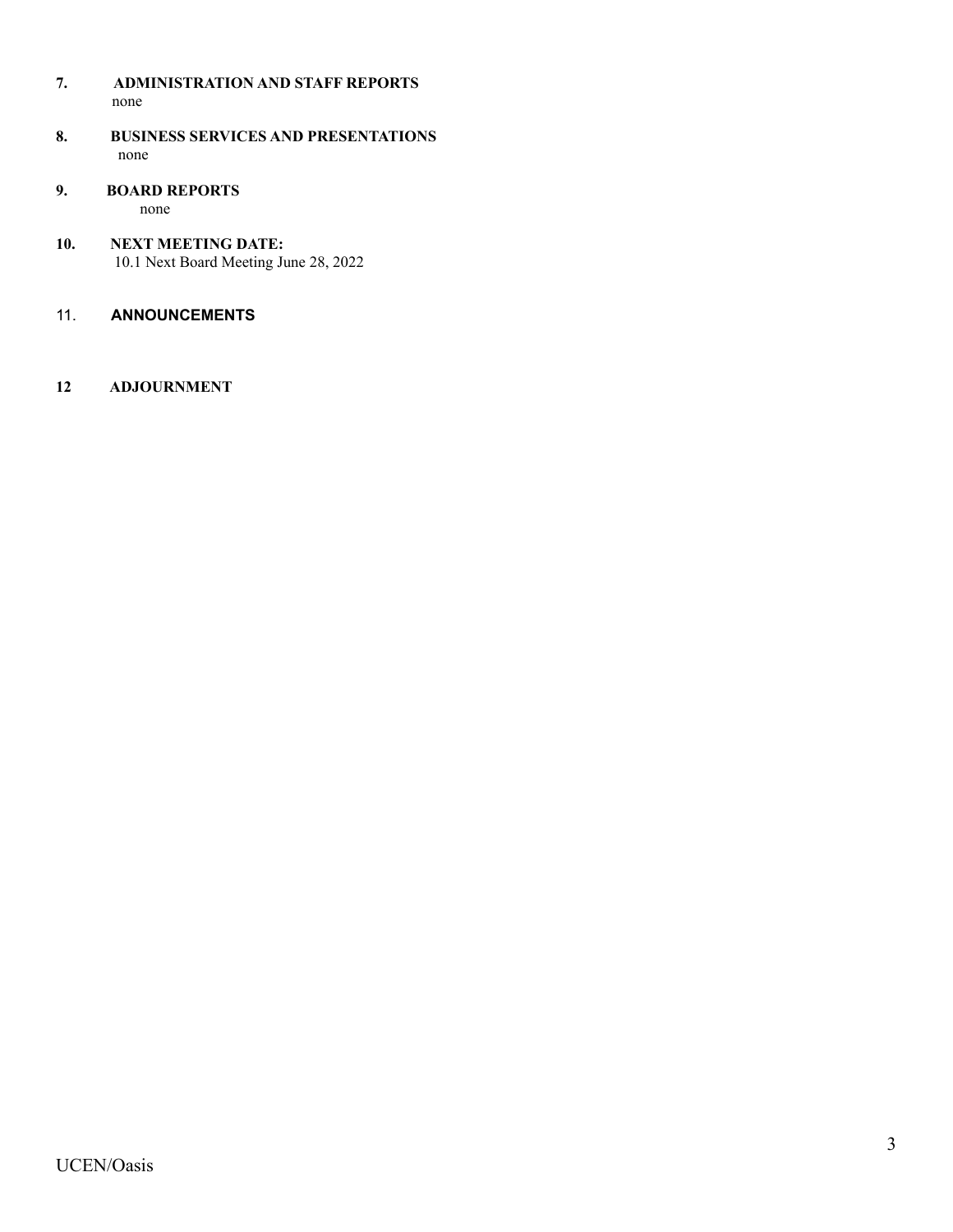**7. ADMINISTRATION AND STAFF REPORTS**

none

**8. BUSINESS SERVICES AND PRESENTATIONS**

none

**9. BOARD REPORTS**

none

**10. NEXT MEETING DATE:**

10.1 Next Board Meeting June 28, 2022

11. **ANNOUNCEMENTS**

**12 ADJOURNMENT**